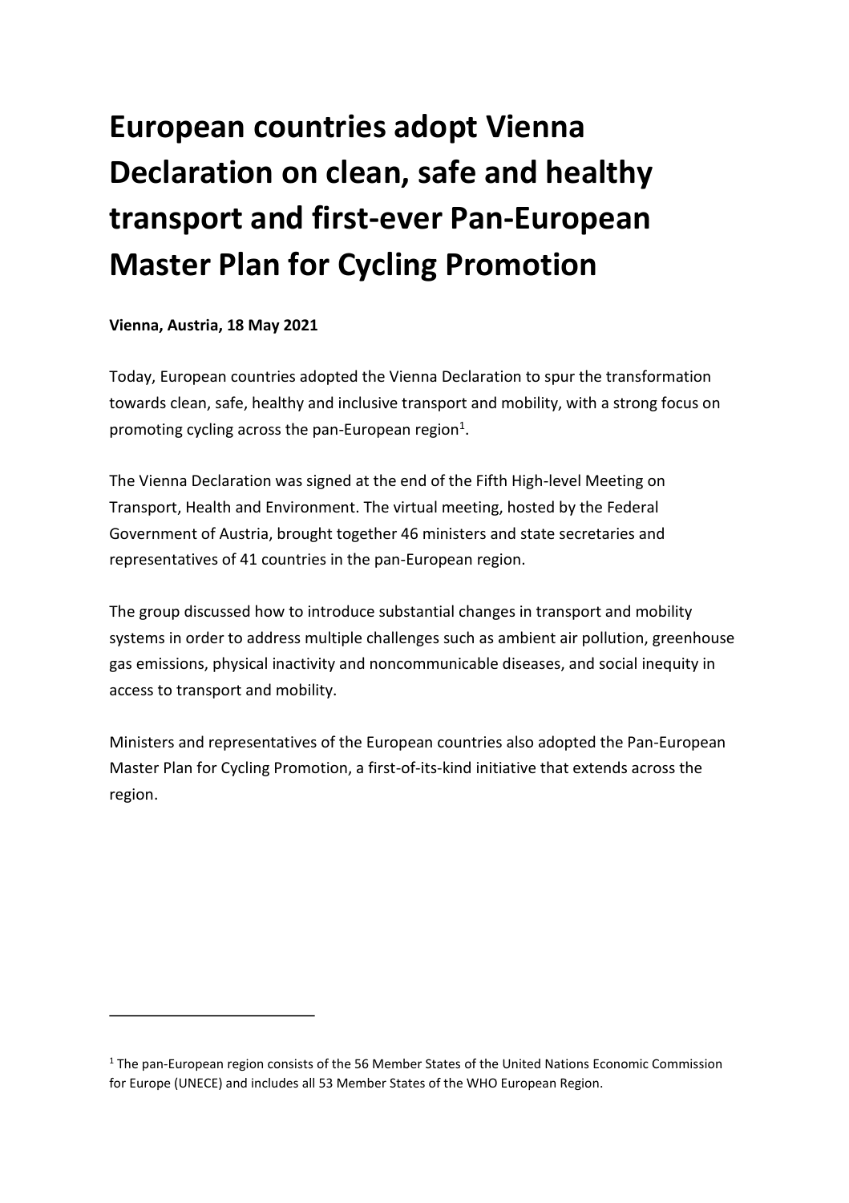# European countries adopt Vienna Declaration on clean, safe and healthy transport and first-ever Pan-European Master Plan for Cycling Promotion

**Vienna, Austria, 18 May 2021**

Today, European countries adopted the Vienna Declaration to spur the transformation towards clean, safe, healthy and inclusive transport and mobility, with a strong focus on promoting cycling across the pan-European region[1].

The Vienna Declaration was signed at the end of the Fifth High-level Meeting on Transport, Health and Environment. The virtual meeting, hosted by the Federal Government of Austria, brought together 46 ministers and state secretaries and representatives of 41 countries in the pan-European region.

The group discussed how to introduce substantial changes in transport and mobility systems in order to address multiple challenges such as ambient air pollution, greenhouse gas emissions, physical inactivity and noncommunicable diseases, and social inequity in access to transport and mobility.

Ministers and representatives of the European countries also adopted the Pan-European Master Plan for Cycling Promotion, a first-of-its-kind initiative that extends across the region.

---

[1] The pan-European region consists of the 56 Member States of the United Nations Economic Commission for Europe (UNECE) and includes all 53 Member States of the WHO European Region.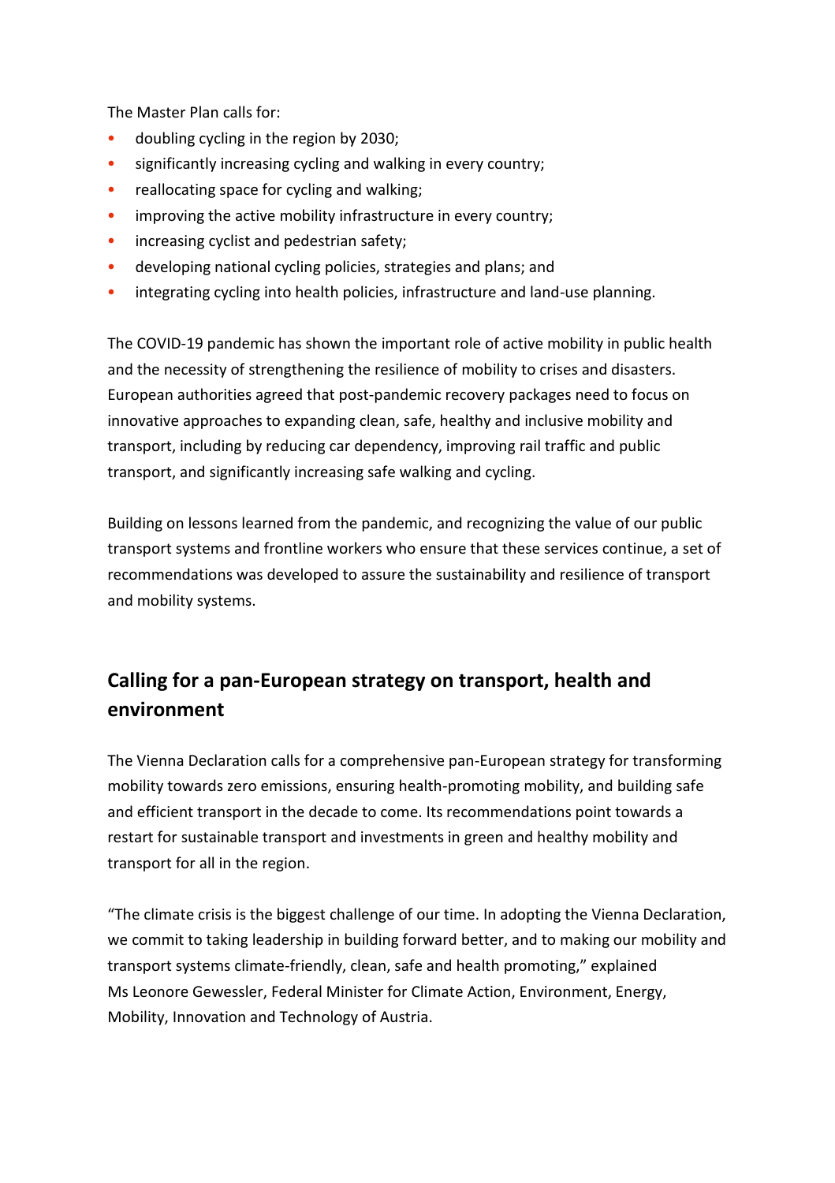The Master Plan calls for:

- doubling cycling in the region by 2030;
- significantly increasing cycling and walking in every country;
- reallocating space for cycling and walking;
- improving the active mobility infrastructure in every country;
- increasing cyclist and pedestrian safety;
- developing national cycling policies, strategies and plans; and
- integrating cycling into health policies, infrastructure and land-use planning.

The COVID-19 pandemic has shown the important role of active mobility in public health and the necessity of strengthening the resilience of mobility to crises and disasters. European authorities agreed that post-pandemic recovery packages need to focus on innovative approaches to expanding clean, safe, healthy and inclusive mobility and transport, including by reducing car dependency, improving rail traffic and public transport, and significantly increasing safe walking and cycling.

Building on lessons learned from the pandemic, and recognizing the value of our public transport systems and frontline workers who ensure that these services continue, a set of recommendations was developed to assure the sustainability and resilience of transport and mobility systems.

## Calling for a pan-European strategy on transport, health and environment

The Vienna Declaration calls for a comprehensive pan-European strategy for transforming mobility towards zero emissions, ensuring health-promoting mobility, and building safe and efficient transport in the decade to come. Its recommendations point towards a restart for sustainable transport and investments in green and healthy mobility and transport for all in the region.

"The climate crisis is the biggest challenge of our time. In adopting the Vienna Declaration, we commit to taking leadership in building forward better, and to making our mobility and transport systems climate-friendly, clean, safe and health promoting," explained Ms Leonore Gewessler, Federal Minister for Climate Action, Environment, Energy, Mobility, Innovation and Technology of Austria.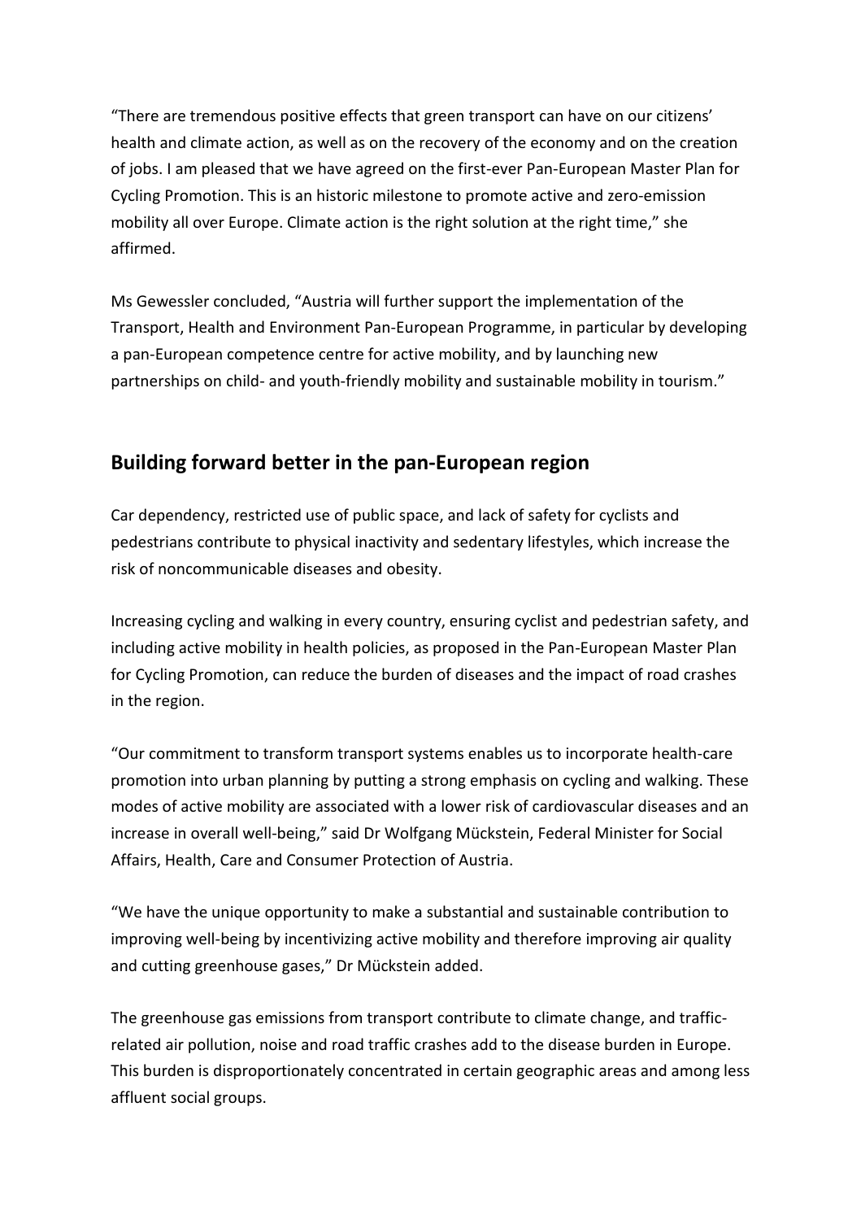"There are tremendous positive effects that green transport can have on our citizens' health and climate action, as well as on the recovery of the economy and on the creation of jobs. I am pleased that we have agreed on the first-ever Pan-European Master Plan for Cycling Promotion. This is an historic milestone to promote active and zero-emission mobility all over Europe. Climate action is the right solution at the right time," she affirmed.

Ms Gewessler concluded, "Austria will further support the implementation of the Transport, Health and Environment Pan-European Programme, in particular by developing a pan-European competence centre for active mobility, and by launching new partnerships on child- and youth-friendly mobility and sustainable mobility in tourism."

## Building forward better in the pan-European region

Car dependency, restricted use of public space, and lack of safety for cyclists and pedestrians contribute to physical inactivity and sedentary lifestyles, which increase the risk of noncommunicable diseases and obesity.

Increasing cycling and walking in every country, ensuring cyclist and pedestrian safety, and including active mobility in health policies, as proposed in the Pan-European Master Plan for Cycling Promotion, can reduce the burden of diseases and the impact of road crashes in the region.

"Our commitment to transform transport systems enables us to incorporate health-care promotion into urban planning by putting a strong emphasis on cycling and walking. These modes of active mobility are associated with a lower risk of cardiovascular diseases and an increase in overall well-being," said Dr Wolfgang Mückstein, Federal Minister for Social Affairs, Health, Care and Consumer Protection of Austria.

"We have the unique opportunity to make a substantial and sustainable contribution to improving well-being by incentivizing active mobility and therefore improving air quality and cutting greenhouse gases," Dr Mückstein added.

The greenhouse gas emissions from transport contribute to climate change, and traffic-related air pollution, noise and road traffic crashes add to the disease burden in Europe. This burden is disproportionately concentrated in certain geographic areas and among less affluent social groups.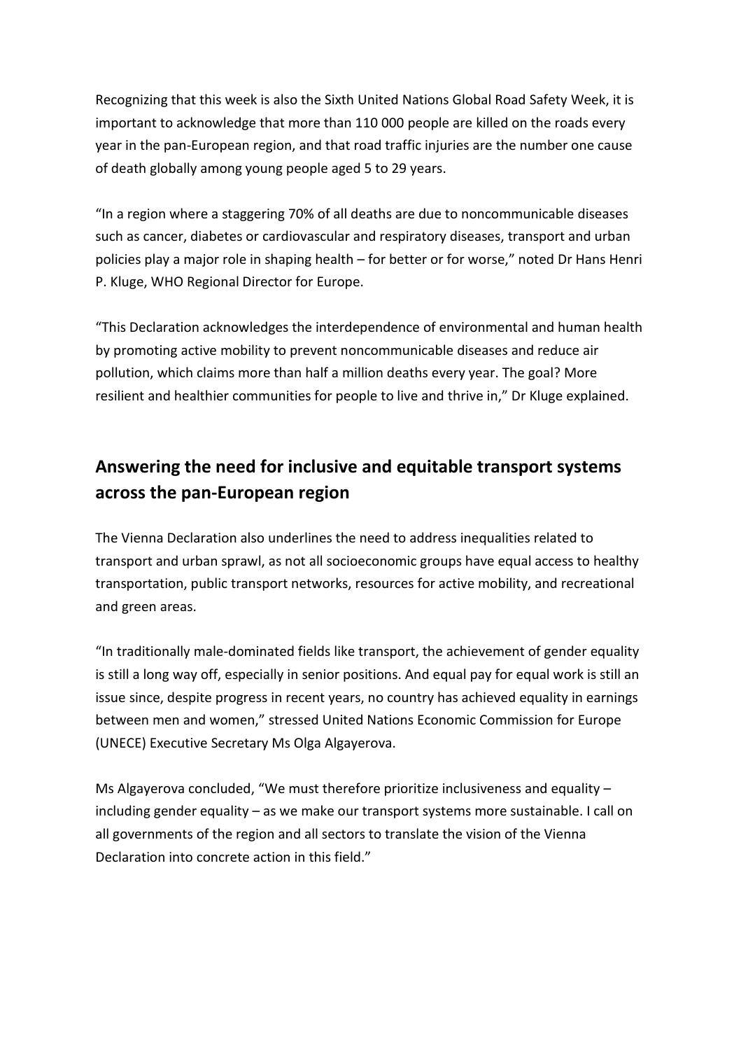Recognizing that this week is also the Sixth United Nations Global Road Safety Week, it is important to acknowledge that more than 110 000 people are killed on the roads every year in the pan-European region, and that road traffic injuries are the number one cause of death globally among young people aged 5 to 29 years.

"In a region where a staggering 70% of all deaths are due to noncommunicable diseases such as cancer, diabetes or cardiovascular and respiratory diseases, transport and urban policies play a major role in shaping health – for better or for worse," noted Dr Hans Henri P. Kluge, WHO Regional Director for Europe.

"This Declaration acknowledges the interdependence of environmental and human health by promoting active mobility to prevent noncommunicable diseases and reduce air pollution, which claims more than half a million deaths every year. The goal? More resilient and healthier communities for people to live and thrive in," Dr Kluge explained.

## Answering the need for inclusive and equitable transport systems across the pan-European region

The Vienna Declaration also underlines the need to address inequalities related to transport and urban sprawl, as not all socioeconomic groups have equal access to healthy transportation, public transport networks, resources for active mobility, and recreational and green areas.

"In traditionally male-dominated fields like transport, the achievement of gender equality is still a long way off, especially in senior positions. And equal pay for equal work is still an issue since, despite progress in recent years, no country has achieved equality in earnings between men and women," stressed United Nations Economic Commission for Europe (UNECE) Executive Secretary Ms Olga Algayerova.

Ms Algayerova concluded, "We must therefore prioritize inclusiveness and equality – including gender equality – as we make our transport systems more sustainable. I call on all governments of the region and all sectors to translate the vision of the Vienna Declaration into concrete action in this field."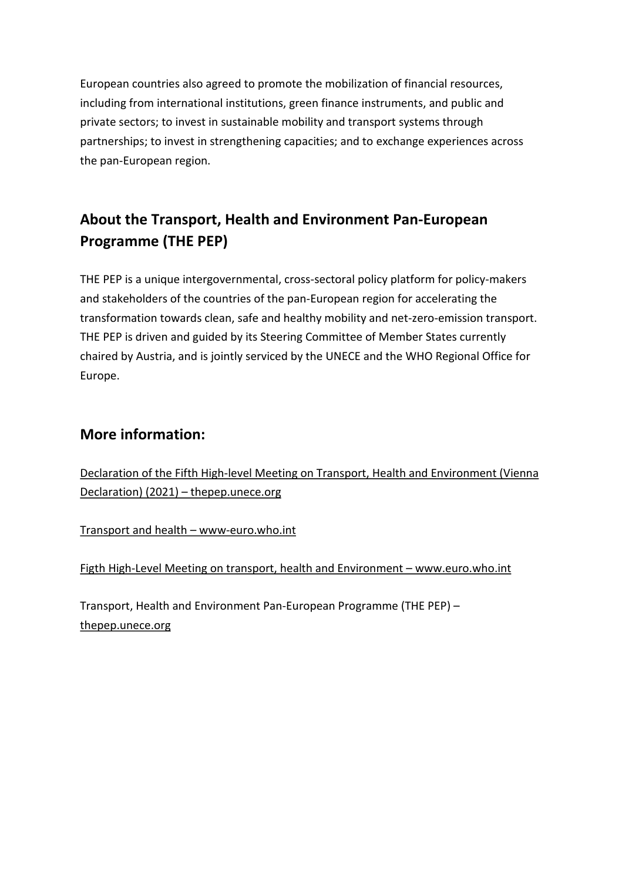European countries also agreed to promote the mobilization of financial resources, including from international institutions, green finance instruments, and public and private sectors; to invest in sustainable mobility and transport systems through partnerships; to invest in strengthening capacities; and to exchange experiences across the pan-European region.

## About the Transport, Health and Environment Pan-European Programme (THE PEP)

THE PEP is a unique intergovernmental, cross-sectoral policy platform for policy-makers and stakeholders of the countries of the pan-European region for accelerating the transformation towards clean, safe and healthy mobility and net-zero-emission transport. THE PEP is driven and guided by its Steering Committee of Member States currently chaired by Austria, and is jointly serviced by the UNECE and the WHO Regional Office for Europe.

## More information:

Declaration of the Fifth High-level Meeting on Transport, Health and Environment (Vienna Declaration) (2021) – thepep.unece.org

Transport and health – www-euro.who.int

Figth High-Level Meeting on transport, health and Environment – www.euro.who.int

Transport, Health and Environment Pan-European Programme (THE PEP) – thepep.unece.org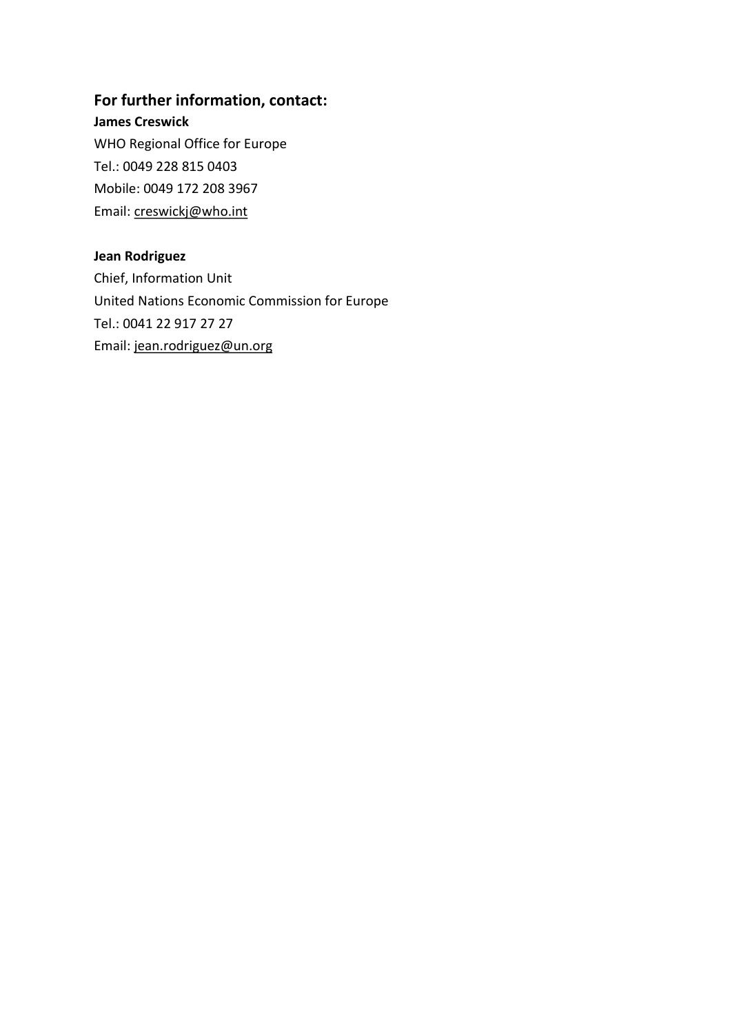## For further information, contact:

**James Creswick**

WHO Regional Office for Europe

Tel.: 0049 228 815 0403

Mobile: 0049 172 208 3967

Email: creswickj@who.int

**Jean Rodriguez**

Chief, Information Unit

United Nations Economic Commission for Europe

Tel.: 0041 22 917 27 27

Email: jean.rodriguez@un.org